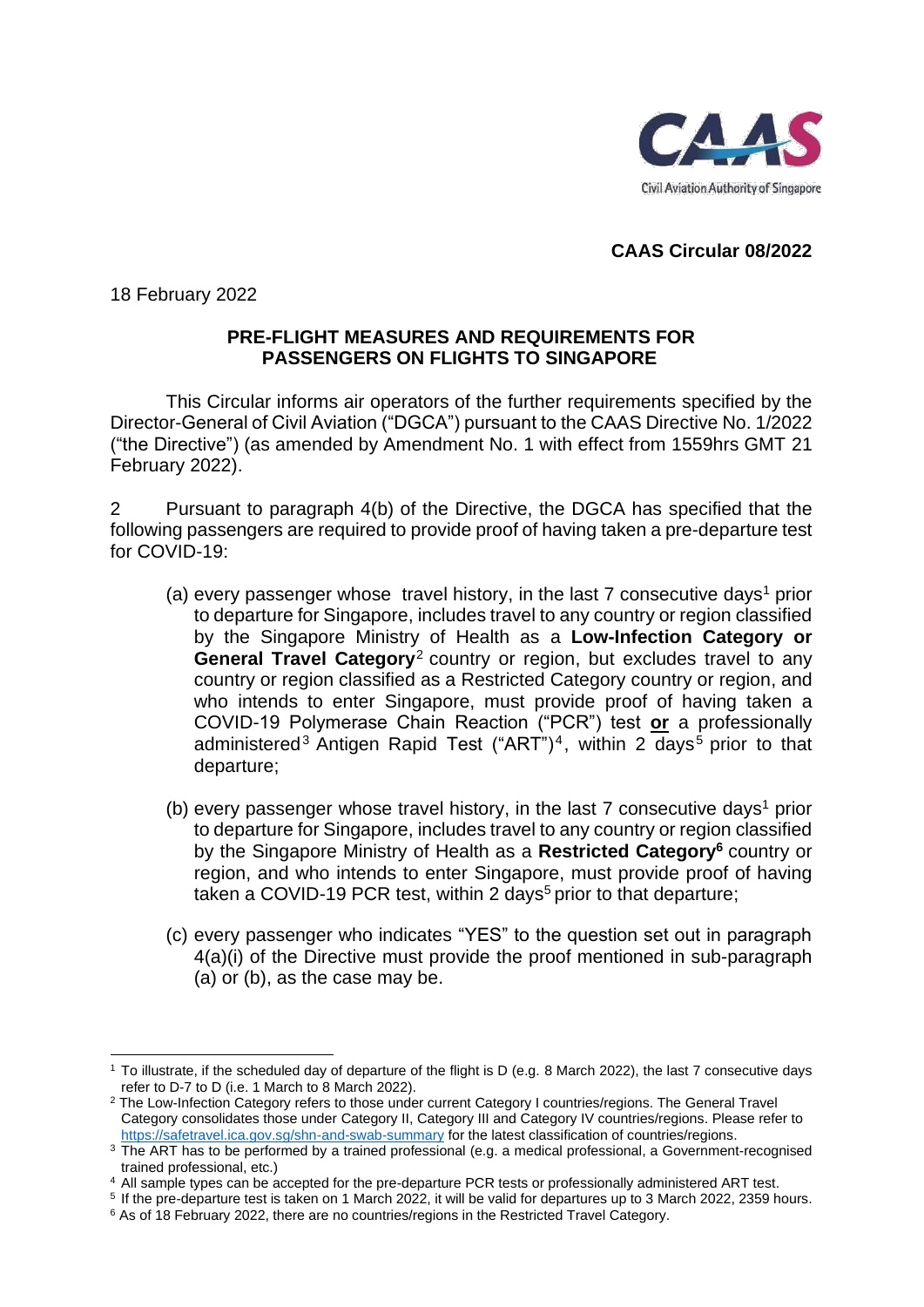Civil Aviation Authority of Singapore

**CAAS Circular 08/2022**

18 February 2022

**PRE-FLIGHT MEASURES AND REQUIREMENTS FOR PASSENGERS ON FLIGHTS TO SINGAPORE**

This Circular informs air operators of the further requirements specified by the Director-General of Civil Aviation ("DGCA") pursuant to the CAAS Directive No. 1/2022 ("the Directive") (as amended by Amendment No. 1 with effect from 1559hrs GMT 21 February 2022).

2 Pursuant to paragraph 4(b) of the Directive, the DGCA has specified that the following passengers are required to provide proof of having taken a pre-departure test for COVID-19:

(a) every passenger whose travel history, in the last 7 consecutive days[1] prior to departure for Singapore, includes travel to any country or region classified by the Singapore Ministry of Health as a **Low-Infection Category or General Travel Category**[2] country or region, but excludes travel to any country or region classified as a Restricted Category country or region, and who intends to enter Singapore, must provide proof of having taken a COVID-19 Polymerase Chain Reaction ("PCR") test **or** a professionally administered[3] Antigen Rapid Test ("ART")[4], within 2 days[5] prior to that departure;

(b) every passenger whose travel history, in the last 7 consecutive days[1] prior to departure for Singapore, includes travel to any country or region classified by the Singapore Ministry of Health as a **Restricted Category[6]** country or region, and who intends to enter Singapore, must provide proof of having taken a COVID-19 PCR test, within 2 days[5] prior to that departure;

(c) every passenger who indicates "YES" to the question set out in paragraph 4(a)(i) of the Directive must provide the proof mentioned in sub-paragraph (a) or (b), as the case may be.

---

[1] To illustrate, if the scheduled day of departure of the flight is D (e.g. 8 March 2022), the last 7 consecutive days refer to D-7 to D (i.e. 1 March to 8 March 2022).

[2] The Low-Infection Category refers to those under current Category I countries/regions. The General Travel Category consolidates those under Category II, Category III and Category IV countries/regions. Please refer to https://safetravel.ica.gov.sg/shn-and-swab-summary for the latest classification of countries/regions.

[3] The ART has to be performed by a trained professional (e.g. a medical professional, a Government-recognised trained professional, etc.)

[4] All sample types can be accepted for the pre-departure PCR tests or professionally administered ART test.

[5] If the pre-departure test is taken on 1 March 2022, it will be valid for departures up to 3 March 2022, 2359 hours.

[6] As of 18 February 2022, there are no countries/regions in the Restricted Travel Category.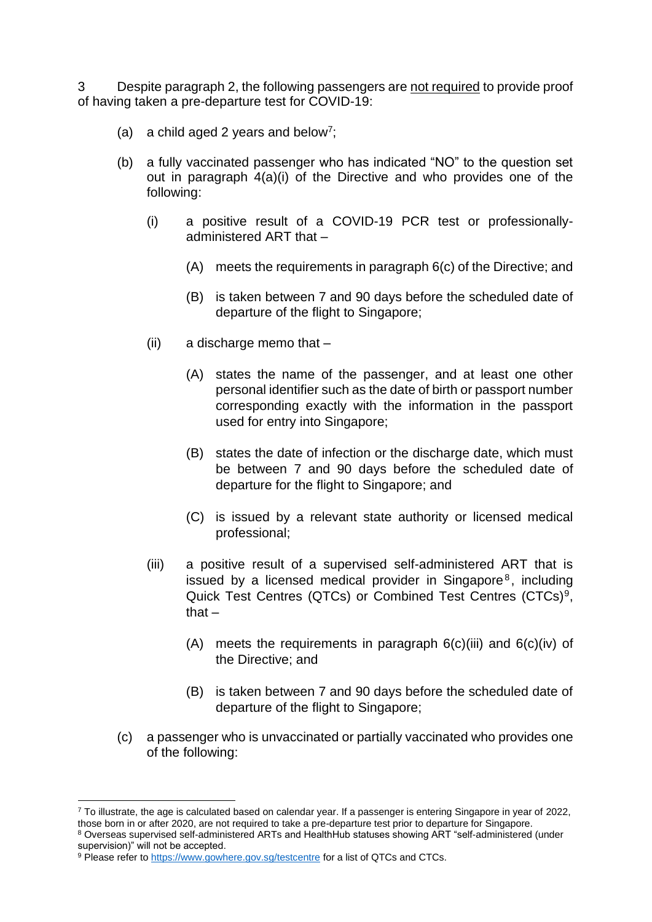3 Despite paragraph 2, the following passengers are <u>not required</u> to provide proof of having taken a pre-departure test for COVID-19:

(a) a child aged 2 years and below[7];

(b) a fully vaccinated passenger who has indicated "NO" to the question set out in paragraph 4(a)(i) of the Directive and who provides one of the following:

  (i) a positive result of a COVID-19 PCR test or professionally-administered ART that –

    (A) meets the requirements in paragraph 6(c) of the Directive; and

    (B) is taken between 7 and 90 days before the scheduled date of departure of the flight to Singapore;

  (ii) a discharge memo that –

    (A) states the name of the passenger, and at least one other personal identifier such as the date of birth or passport number corresponding exactly with the information in the passport used for entry into Singapore;

    (B) states the date of infection or the discharge date, which must be between 7 and 90 days before the scheduled date of departure for the flight to Singapore; and

    (C) is issued by a relevant state authority or licensed medical professional;

  (iii) a positive result of a supervised self-administered ART that is issued by a licensed medical provider in Singapore[8], including Quick Test Centres (QTCs) or Combined Test Centres (CTCs)[9], that –

    (A) meets the requirements in paragraph 6(c)(iii) and 6(c)(iv) of the Directive; and

    (B) is taken between 7 and 90 days before the scheduled date of departure of the flight to Singapore;

(c) a passenger who is unvaccinated or partially vaccinated who provides one of the following:

---

[7] To illustrate, the age is calculated based on calendar year. If a passenger is entering Singapore in year of 2022, those born in or after 2020, are not required to take a pre-departure test prior to departure for Singapore.

[8] Overseas supervised self-administered ARTs and HealthHub statuses showing ART "self-administered (under supervision)" will not be accepted.

[9] Please refer to https://www.gowhere.gov.sg/testcentre for a list of QTCs and CTCs.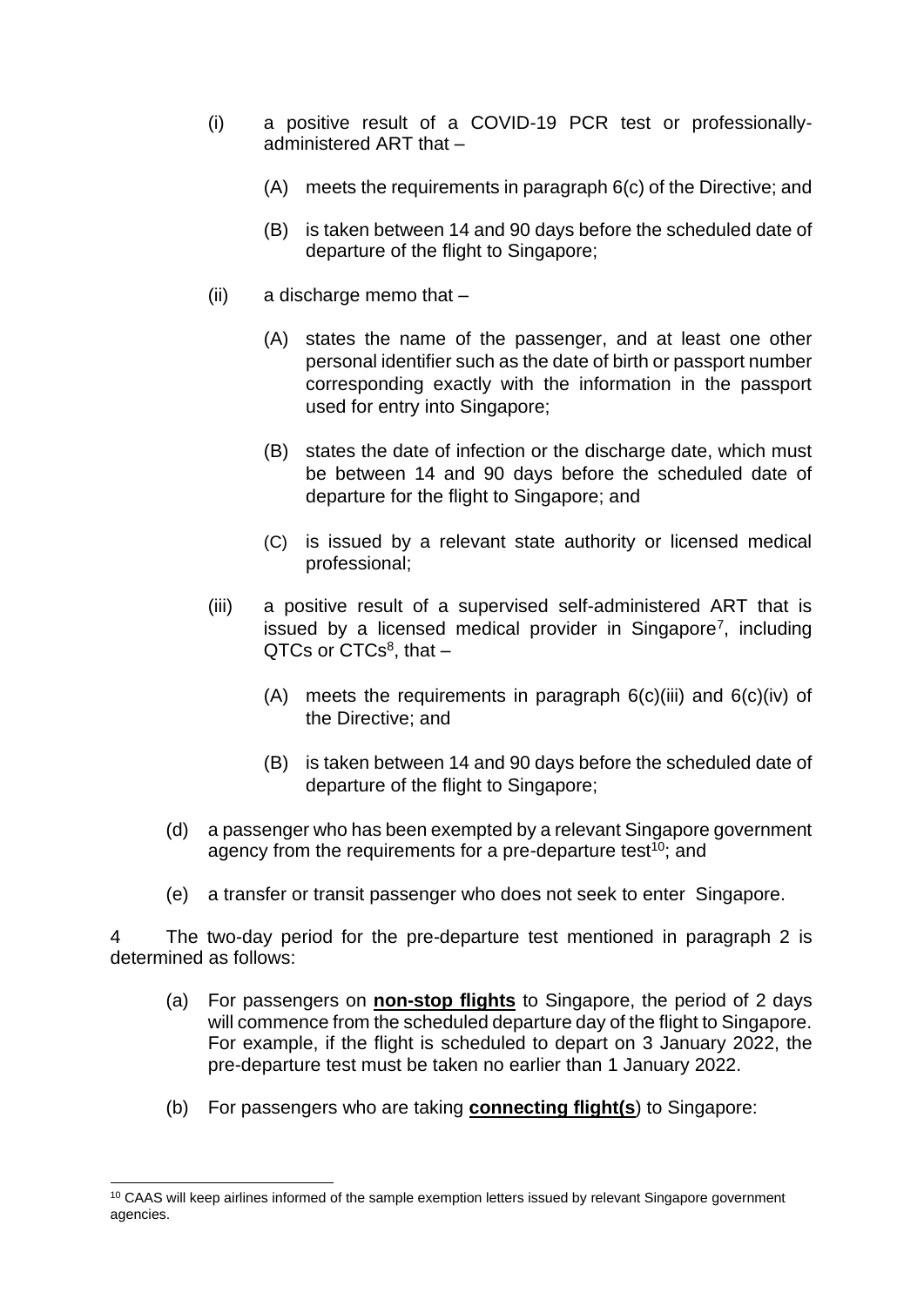(i) a positive result of a COVID-19 PCR test or professionally-administered ART that –

   (A) meets the requirements in paragraph 6(c) of the Directive; and

   (B) is taken between 14 and 90 days before the scheduled date of departure of the flight to Singapore;

(ii) a discharge memo that –

   (A) states the name of the passenger, and at least one other personal identifier such as the date of birth or passport number corresponding exactly with the information in the passport used for entry into Singapore;

   (B) states the date of infection or the discharge date, which must be between 14 and 90 days before the scheduled date of departure for the flight to Singapore; and

   (C) is issued by a relevant state authority or licensed medical professional;

(iii) a positive result of a supervised self-administered ART that is issued by a licensed medical provider in Singapore[7], including QTCs or CTCs[8], that –

   (A) meets the requirements in paragraph 6(c)(iii) and 6(c)(iv) of the Directive; and

   (B) is taken between 14 and 90 days before the scheduled date of departure of the flight to Singapore;

(d) a passenger who has been exempted by a relevant Singapore government agency from the requirements for a pre-departure test[10]; and

(e) a transfer or transit passenger who does not seek to enter Singapore.

4 The two-day period for the pre-departure test mentioned in paragraph 2 is determined as follows:

(a) For passengers on **non-stop flights** to Singapore, the period of 2 days will commence from the scheduled departure day of the flight to Singapore. For example, if the flight is scheduled to depart on 3 January 2022, the pre-departure test must be taken no earlier than 1 January 2022.

(b) For passengers who are taking **connecting flight(s**) to Singapore:

---

[10] CAAS will keep airlines informed of the sample exemption letters issued by relevant Singapore government agencies.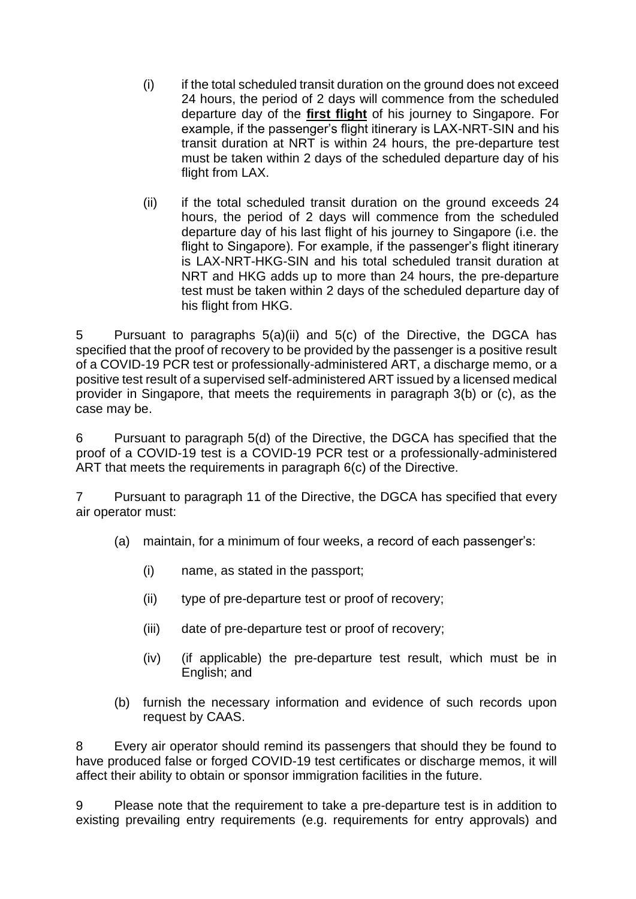(i) if the total scheduled transit duration on the ground does not exceed 24 hours, the period of 2 days will commence from the scheduled departure day of the **<u>first flight</u>** of his journey to Singapore. For example, if the passenger's flight itinerary is LAX-NRT-SIN and his transit duration at NRT is within 24 hours, the pre-departure test must be taken within 2 days of the scheduled departure day of his flight from LAX.

(ii) if the total scheduled transit duration on the ground exceeds 24 hours, the period of 2 days will commence from the scheduled departure day of his last flight of his journey to Singapore (i.e. the flight to Singapore). For example, if the passenger's flight itinerary is LAX-NRT-HKG-SIN and his total scheduled transit duration at NRT and HKG adds up to more than 24 hours, the pre-departure test must be taken within 2 days of the scheduled departure day of his flight from HKG.

5 Pursuant to paragraphs 5(a)(ii) and 5(c) of the Directive, the DGCA has specified that the proof of recovery to be provided by the passenger is a positive result of a COVID-19 PCR test or professionally-administered ART, a discharge memo, or a positive test result of a supervised self-administered ART issued by a licensed medical provider in Singapore, that meets the requirements in paragraph 3(b) or (c), as the case may be.

6 Pursuant to paragraph 5(d) of the Directive, the DGCA has specified that the proof of a COVID-19 test is a COVID-19 PCR test or a professionally-administered ART that meets the requirements in paragraph 6(c) of the Directive.

7 Pursuant to paragraph 11 of the Directive, the DGCA has specified that every air operator must:

(a) maintain, for a minimum of four weeks, a record of each passenger's:

  (i) name, as stated in the passport;

  (ii) type of pre-departure test or proof of recovery;

  (iii) date of pre-departure test or proof of recovery;

  (iv) (if applicable) the pre-departure test result, which must be in English; and

(b) furnish the necessary information and evidence of such records upon request by CAAS.

8 Every air operator should remind its passengers that should they be found to have produced false or forged COVID-19 test certificates or discharge memos, it will affect their ability to obtain or sponsor immigration facilities in the future.

9 Please note that the requirement to take a pre-departure test is in addition to existing prevailing entry requirements (e.g. requirements for entry approvals) and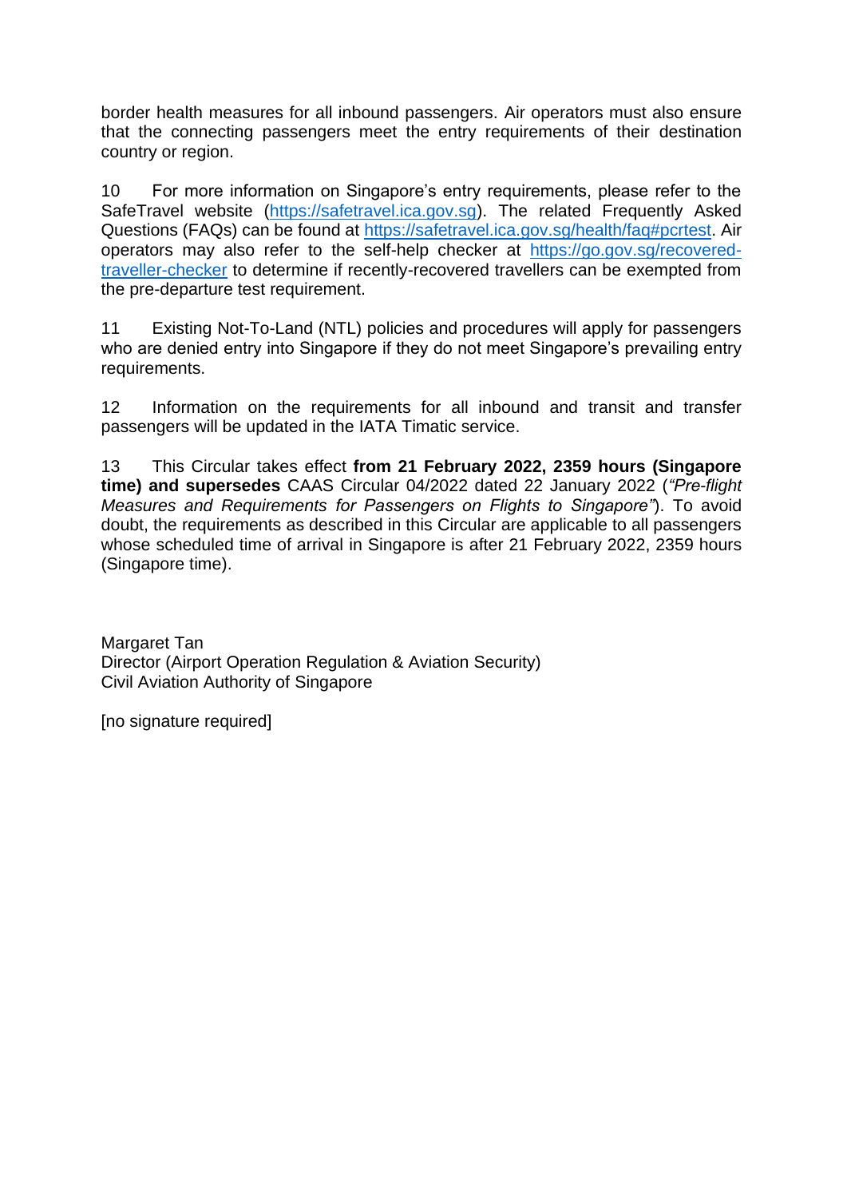border health measures for all inbound passengers. Air operators must also ensure that the connecting passengers meet the entry requirements of their destination country or region.

10 For more information on Singapore's entry requirements, please refer to the SafeTravel website (https://safetravel.ica.gov.sg). The related Frequently Asked Questions (FAQs) can be found at https://safetravel.ica.gov.sg/health/faq#pcrtest. Air operators may also refer to the self-help checker at https://go.gov.sg/recovered-traveller-checker to determine if recently-recovered travellers can be exempted from the pre-departure test requirement.

11 Existing Not-To-Land (NTL) policies and procedures will apply for passengers who are denied entry into Singapore if they do not meet Singapore's prevailing entry requirements.

12 Information on the requirements for all inbound and transit and transfer passengers will be updated in the IATA Timatic service.

13 This Circular takes effect **from 21 February 2022, 2359 hours (Singapore time) and supersedes** CAAS Circular 04/2022 dated 22 January 2022 (*"Pre-flight Measures and Requirements for Passengers on Flights to Singapore"*). To avoid doubt, the requirements as described in this Circular are applicable to all passengers whose scheduled time of arrival in Singapore is after 21 February 2022, 2359 hours (Singapore time).

Margaret Tan
Director (Airport Operation Regulation & Aviation Security)
Civil Aviation Authority of Singapore

[no signature required]